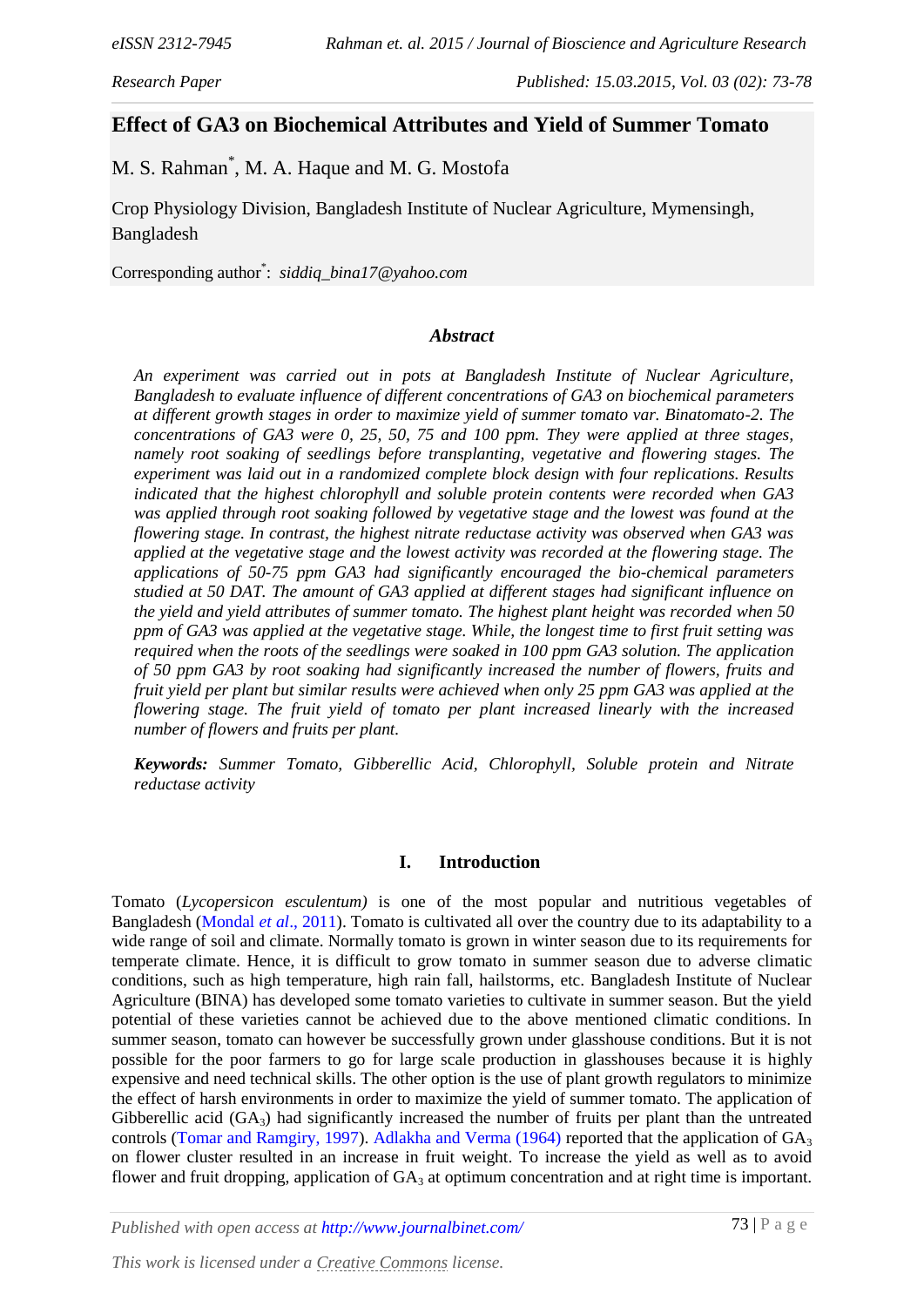Research Paper

# Effect of GA3 on Biochemical Attributes and Yield of Summer Tomato

M. S. Rahman[*], M. A. Haque and M. G. Mostofa

Crop Physiology Division, Bangladesh Institute of Nuclear Agriculture, Mymensingh, Bangladesh

Corresponding author[*]: *siddiq_bina17@yahoo.com*

### *Abstract*

*An experiment was carried out in pots at Bangladesh Institute of Nuclear Agriculture, Bangladesh to evaluate influence of different concentrations of GA3 on biochemical parameters at different growth stages in order to maximize yield of summer tomato var. Binatomato-2. The concentrations of GA3 were 0, 25, 50, 75 and 100 ppm. They were applied at three stages, namely root soaking of seedlings before transplanting, vegetative and flowering stages. The experiment was laid out in a randomized complete block design with four replications. Results indicated that the highest chlorophyll and soluble protein contents were recorded when GA3 was applied through root soaking followed by vegetative stage and the lowest was found at the flowering stage. In contrast, the highest nitrate reductase activity was observed when GA3 was applied at the vegetative stage and the lowest activity was recorded at the flowering stage. The applications of 50-75 ppm GA3 had significantly encouraged the bio-chemical parameters studied at 50 DAT. The amount of GA3 applied at different stages had significant influence on the yield and yield attributes of summer tomato. The highest plant height was recorded when 50 ppm of GA3 was applied at the vegetative stage. While, the longest time to first fruit setting was required when the roots of the seedlings were soaked in 100 ppm GA3 solution. The application of 50 ppm GA3 by root soaking had significantly increased the number of flowers, fruits and fruit yield per plant but similar results were achieved when only 25 ppm GA3 was applied at the flowering stage. The fruit yield of tomato per plant increased linearly with the increased number of flowers and fruits per plant.*

***Keywords:*** *Summer Tomato, Gibberellic Acid, Chlorophyll, Soluble protein and Nitrate reductase activity*

## I. Introduction

Tomato (*Lycopersicon esculentum)* is one of the most popular and nutritious vegetables of Bangladesh (Mondal *et al*., 2011). Tomato is cultivated all over the country due to its adaptability to a wide range of soil and climate. Normally tomato is grown in winter season due to its requirements for temperate climate. Hence, it is difficult to grow tomato in summer season due to adverse climatic conditions, such as high temperature, high rain fall, hailstorms, etc. Bangladesh Institute of Nuclear Agriculture (BINA) has developed some tomato varieties to cultivate in summer season. But the yield potential of these varieties cannot be achieved due to the above mentioned climatic conditions. In summer season, tomato can however be successfully grown under glasshouse conditions. But it is not possible for the poor farmers to go for large scale production in glasshouses because it is highly expensive and need technical skills. The other option is the use of plant growth regulators to minimize the effect of harsh environments in order to maximize the yield of summer tomato. The application of Gibberellic acid ($GA_3$) had significantly increased the number of fruits per plant than the untreated controls (Tomar and Ramgiry, 1997). Adlakha and Verma (1964) reported that the application of $GA_3$ on flower cluster resulted in an increase in fruit weight. To increase the yield as well as to avoid flower and fruit dropping, application of $GA_3$ at optimum concentration and at right time is important.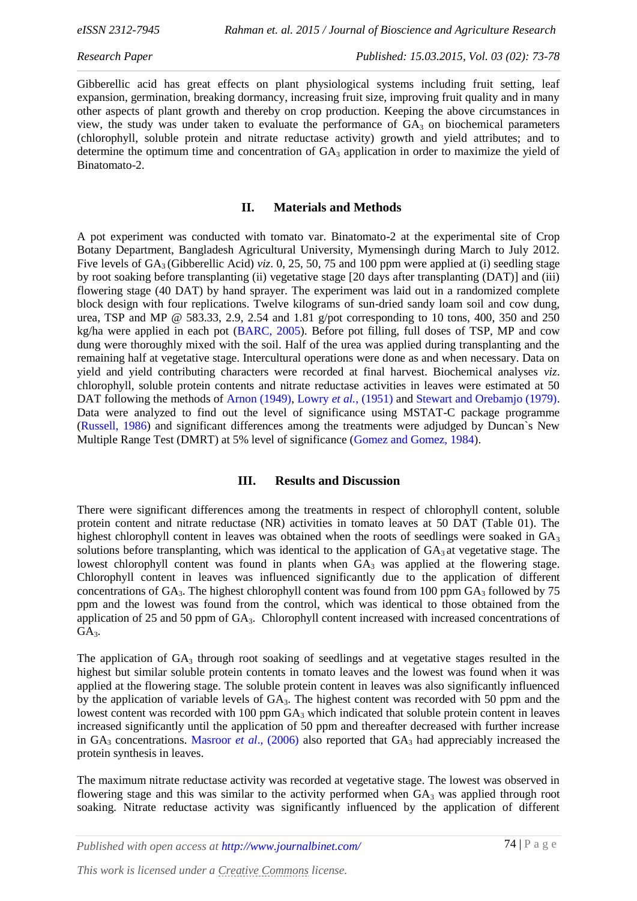Gibberellic acid has great effects on plant physiological systems including fruit setting, leaf expansion, germination, breaking dormancy, increasing fruit size, improving fruit quality and in many other aspects of plant growth and thereby on crop production. Keeping the above circumstances in view, the study was under taken to evaluate the performance of $GA_3$ on biochemical parameters (chlorophyll, soluble protein and nitrate reductase activity) growth and yield attributes; and to determine the optimum time and concentration of $GA_3$ application in order to maximize the yield of Binatomato-2.

## II. Materials and Methods

A pot experiment was conducted with tomato var. Binatomato-2 at the experimental site of Crop Botany Department, Bangladesh Agricultural University, Mymensingh during March to July 2012. Five levels of $GA_3$ (Gibberellic Acid) *viz*. 0, 25, 50, 75 and 100 ppm were applied at (i) seedling stage by root soaking before transplanting (ii) vegetative stage [20 days after transplanting (DAT)] and (iii) flowering stage (40 DAT) by hand sprayer. The experiment was laid out in a randomized complete block design with four replications. Twelve kilograms of sun-dried sandy loam soil and cow dung, urea, TSP and MP @ 583.33, 2.9, 2.54 and 1.81 g/pot corresponding to 10 tons, 400, 350 and 250 kg/ha were applied in each pot (BARC, 2005). Before pot filling, full doses of TSP, MP and cow dung were thoroughly mixed with the soil. Half of the urea was applied during transplanting and the remaining half at vegetative stage. Intercultural operations were done as and when necessary. Data on yield and yield contributing characters were recorded at final harvest. Biochemical analyses *viz*. chlorophyll, soluble protein contents and nitrate reductase activities in leaves were estimated at 50 DAT following the methods of Arnon (1949), Lowry *et al*., (1951) and Stewart and Orebamjo (1979). Data were analyzed to find out the level of significance using MSTAT-C package programme (Russell, 1986) and significant differences among the treatments were adjudged by Duncan`s New Multiple Range Test (DMRT) at 5% level of significance (Gomez and Gomez, 1984).

## III. Results and Discussion

There were significant differences among the treatments in respect of chlorophyll content, soluble protein content and nitrate reductase (NR) activities in tomato leaves at 50 DAT (Table 01). The highest chlorophyll content in leaves was obtained when the roots of seedlings were soaked in $GA_3$ solutions before transplanting, which was identical to the application of $GA_3$ at vegetative stage. The lowest chlorophyll content was found in plants when $GA_3$ was applied at the flowering stage. Chlorophyll content in leaves was influenced significantly due to the application of different concentrations of $GA_3$. The highest chlorophyll content was found from 100 ppm $GA_3$ followed by 75 ppm and the lowest was found from the control, which was identical to those obtained from the application of 25 and 50 ppm of $GA_3$. Chlorophyll content increased with increased concentrations of $GA_3$.

The application of $GA_3$ through root soaking of seedlings and at vegetative stages resulted in the highest but similar soluble protein contents in tomato leaves and the lowest was found when it was applied at the flowering stage. The soluble protein content in leaves was also significantly influenced by the application of variable levels of $GA_3$. The highest content was recorded with 50 ppm and the lowest content was recorded with 100 ppm $GA_3$ which indicated that soluble protein content in leaves increased significantly until the application of 50 ppm and thereafter decreased with further increase in $GA_3$ concentrations. Masroor *et al*., (2006) also reported that $GA_3$ had appreciably increased the protein synthesis in leaves.

The maximum nitrate reductase activity was recorded at vegetative stage. The lowest was observed in flowering stage and this was similar to the activity performed when $GA_3$ was applied through root soaking. Nitrate reductase activity was significantly influenced by the application of different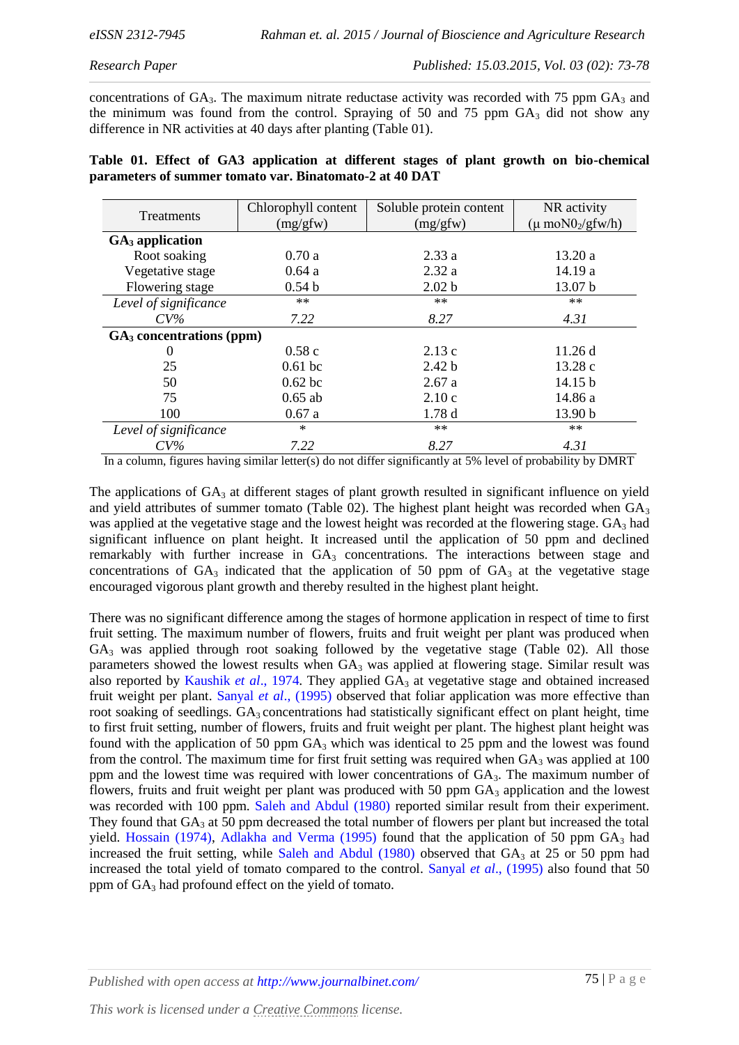concentrations of $GA_3$. The maximum nitrate reductase activity was recorded with 75 ppm $GA_3$ and the minimum was found from the control. Spraying of 50 and 75 ppm $GA_3$ did not show any difference in NR activities at 40 days after planting (Table 01).

**Table 01. Effect of GA3 application at different stages of plant growth on bio-chemical parameters of summer tomato var. Binatomato-2 at 40 DAT**

| Treatments | Chlorophyll content (mg/gfw) | Soluble protein content (mg/gfw) | NR activity (μ $moNO_2$/gfw/h) |
|---|---|---|---|
| **$GA_3$ application** | | | |
| Root soaking | 0.70 a | 2.33 a | 13.20 a |
| Vegetative stage | 0.64 a | 2.32 a | 14.19 a |
| Flowering stage | 0.54 b | 2.02 b | 13.07 b |
| *Level of significance* | ** | ** | ** |
| *CV%* | *7.22* | *8.27* | *4.31* |
| **$GA_3$ concentrations (ppm)** | | | |
| 0 | 0.58 c | 2.13 c | 11.26 d |
| 25 | 0.61 bc | 2.42 b | 13.28 c |
| 50 | 0.62 bc | 2.67 a | 14.15 b |
| 75 | 0.65 ab | 2.10 c | 14.86 a |
| 100 | 0.67 a | 1.78 d | 13.90 b |
| *Level of significance* | * | ** | ** |
| *CV%* | *7.22* | *8.27* | *4.31* |

In a column, figures having similar letter(s) do not differ significantly at 5% level of probability by DMRT

The applications of $GA_3$ at different stages of plant growth resulted in significant influence on yield and yield attributes of summer tomato (Table 02). The highest plant height was recorded when $GA_3$ was applied at the vegetative stage and the lowest height was recorded at the flowering stage. $GA_3$ had significant influence on plant height. It increased until the application of 50 ppm and declined remarkably with further increase in $GA_3$ concentrations. The interactions between stage and concentrations of $GA_3$ indicated that the application of 50 ppm of $GA_3$ at the vegetative stage encouraged vigorous plant growth and thereby resulted in the highest plant height.

There was no significant difference among the stages of hormone application in respect of time to first fruit setting. The maximum number of flowers, fruits and fruit weight per plant was produced when $GA_3$ was applied through root soaking followed by the vegetative stage (Table 02). All those parameters showed the lowest results when $GA_3$ was applied at flowering stage. Similar result was also reported by Kaushik *et al*., 1974. They applied $GA_3$ at vegetative stage and obtained increased fruit weight per plant. Sanyal *et al*., (1995) observed that foliar application was more effective than root soaking of seedlings. $GA_3$ concentrations had statistically significant effect on plant height, time to first fruit setting, number of flowers, fruits and fruit weight per plant. The highest plant height was found with the application of 50 ppm $GA_3$ which was identical to 25 ppm and the lowest was found from the control. The maximum time for first fruit setting was required when $GA_3$ was applied at 100 ppm and the lowest time was required with lower concentrations of $GA_3$. The maximum number of flowers, fruits and fruit weight per plant was produced with 50 ppm $GA_3$ application and the lowest was recorded with 100 ppm. Saleh and Abdul (1980) reported similar result from their experiment. They found that $GA_3$ at 50 ppm decreased the total number of flowers per plant but increased the total yield. Hossain (1974), Adlakha and Verma (1995) found that the application of 50 ppm $GA_3$ had increased the fruit setting, while Saleh and Abdul (1980) observed that $GA_3$ at 25 or 50 ppm had increased the total yield of tomato compared to the control. Sanyal *et al*., (1995) also found that 50 ppm of $GA_3$ had profound effect on the yield of tomato.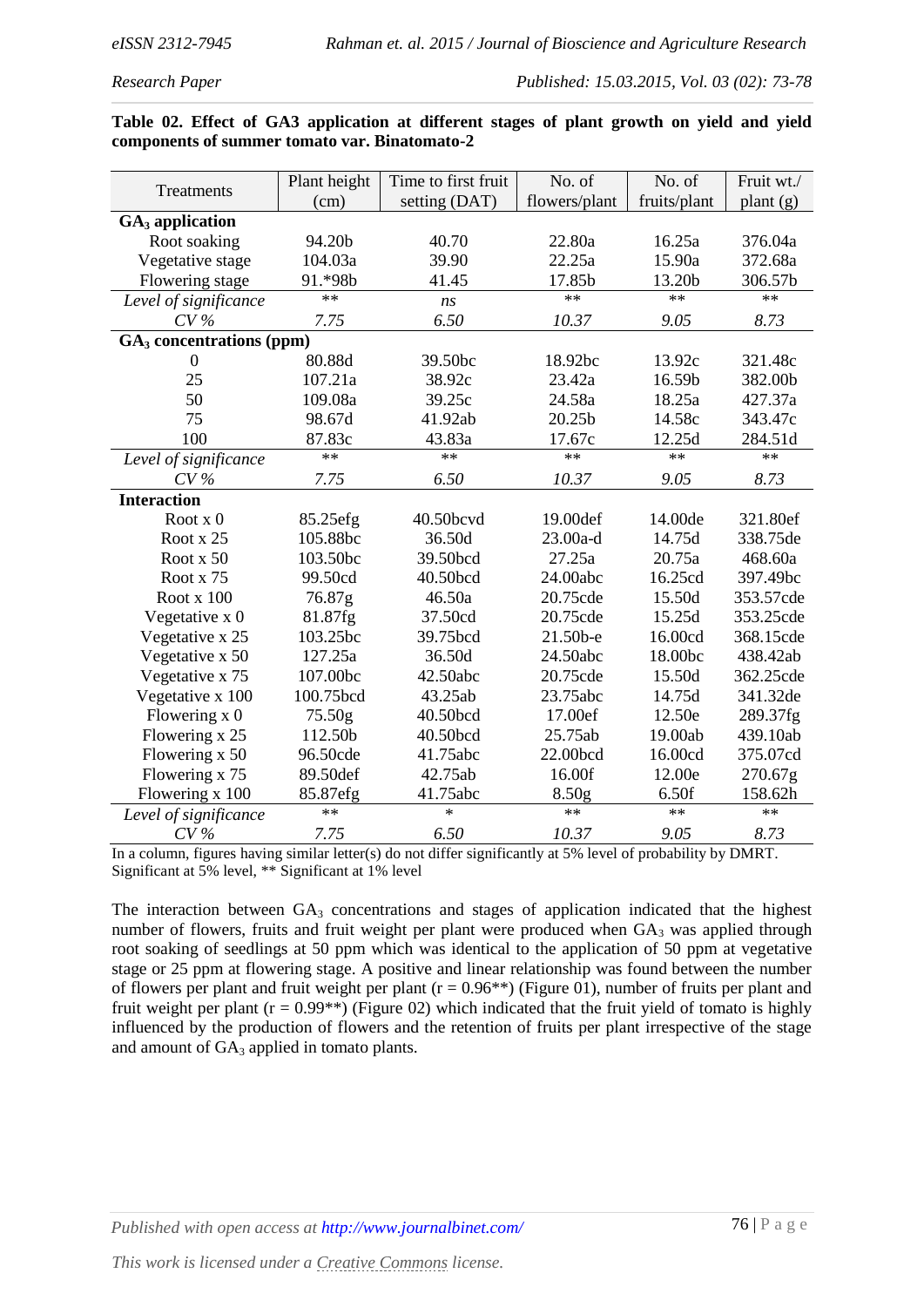**Table 02. Effect of GA3 application at different stages of plant growth on yield and yield components of summer tomato var. Binatomato-2**

| Treatments | Plant height (cm) | Time to first fruit setting (DAT) | No. of flowers/plant | No. of fruits/plant | Fruit wt./ plant (g) |
|---|---|---|---|---|---|
| **$GA_3$ application** | | | | | |
| Root soaking | 94.20b | 40.70 | 22.80a | 16.25a | 376.04a |
| Vegetative stage | 104.03a | 39.90 | 22.25a | 15.90a | 372.68a |
| Flowering stage | 91.*98b | 41.45 | 17.85b | 13.20b | 306.57b |
| *Level of significance* | ** | *ns* | ** | ** | ** |
| *CV %* | *7.75* | *6.50* | *10.37* | *9.05* | *8.73* |
| **$GA_3$ concentrations (ppm)** | | | | | |
| 0 | 80.88d | 39.50bc | 18.92bc | 13.92c | 321.48c |
| 25 | 107.21a | 38.92c | 23.42a | 16.59b | 382.00b |
| 50 | 109.08a | 39.25c | 24.58a | 18.25a | 427.37a |
| 75 | 98.67d | 41.92ab | 20.25b | 14.58c | 343.47c |
| 100 | 87.83c | 43.83a | 17.67c | 12.25d | 284.51d |
| *Level of significance* | ** | ** | ** | ** | ** |
| *CV %* | *7.75* | *6.50* | *10.37* | *9.05* | *8.73* |
| **Interaction** | | | | | |
| Root x 0 | 85.25efg | 40.50bcvd | 19.00def | 14.00de | 321.80ef |
| Root x 25 | 105.88bc | 36.50d | 23.00a-d | 14.75d | 338.75de |
| Root x 50 | 103.50bc | 39.50bcd | 27.25a | 20.75a | 468.60a |
| Root x 75 | 99.50cd | 40.50bcd | 24.00abc | 16.25cd | 397.49bc |
| Root x 100 | 76.87g | 46.50a | 20.75cde | 15.50d | 353.57cde |
| Vegetative x 0 | 81.87fg | 37.50cd | 20.75cde | 15.25d | 353.25cde |
| Vegetative x 25 | 103.25bc | 39.75bcd | 21.50b-e | 16.00cd | 368.15cde |
| Vegetative x 50 | 127.25a | 36.50d | 24.50abc | 18.00bc | 438.42ab |
| Vegetative x 75 | 107.00bc | 42.50abc | 20.75cde | 15.50d | 362.25cde |
| Vegetative x 100 | 100.75bcd | 43.25ab | 23.75abc | 14.75d | 341.32de |
| Flowering x 0 | 75.50g | 40.50bcd | 17.00ef | 12.50e | 289.37fg |
| Flowering x 25 | 112.50b | 40.50bcd | 25.75ab | 19.00ab | 439.10ab |
| Flowering x 50 | 96.50cde | 41.75abc | 22.00bcd | 16.00cd | 375.07cd |
| Flowering x 75 | 89.50def | 42.75ab | 16.00f | 12.00e | 270.67g |
| Flowering x 100 | 85.87efg | 41.75abc | 8.50g | 6.50f | 158.62h |
| *Level of significance* | ** | * | ** | ** | ** |
| *CV %* | *7.75* | *6.50* | *10.37* | *9.05* | *8.73* |

In a column, figures having similar letter(s) do not differ significantly at 5% level of probability by DMRT. Significant at 5% level, ** Significant at 1% level

The interaction between $GA_3$ concentrations and stages of application indicated that the highest number of flowers, fruits and fruit weight per plant were produced when $GA_3$ was applied through root soaking of seedlings at 50 ppm which was identical to the application of 50 ppm at vegetative stage or 25 ppm at flowering stage. A positive and linear relationship was found between the number of flowers per plant and fruit weight per plant ($r = 0.96^{**}$) (Figure 01), number of fruits per plant and fruit weight per plant ($r = 0.99^{**}$) (Figure 02) which indicated that the fruit yield of tomato is highly influenced by the production of flowers and the retention of fruits per plant irrespective of the stage and amount of $GA_3$ applied in tomato plants.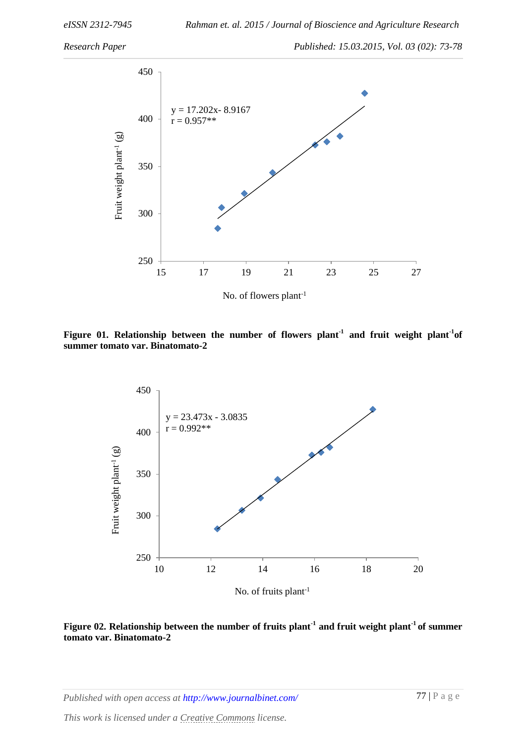y = 17.202x- 8.9167
r = 0.957**

Fruit weight plant$^{-1}$ (g)

No. of flowers plant$^{-1}$

**Figure 01. Relationship between the number of flowers plant$^{-1}$ and fruit weight plant$^{-1}$of summer tomato var. Binatomato-2**

y = 23.473x - 3.0835
r = 0.992**

Fruit weight plant$^{-1}$ (g)

No. of fruits plant$^{-1}$

**Figure 02. Relationship between the number of fruits plant$^{-1}$ and fruit weight plant$^{-1}$ of summer tomato var. Binatomato-2**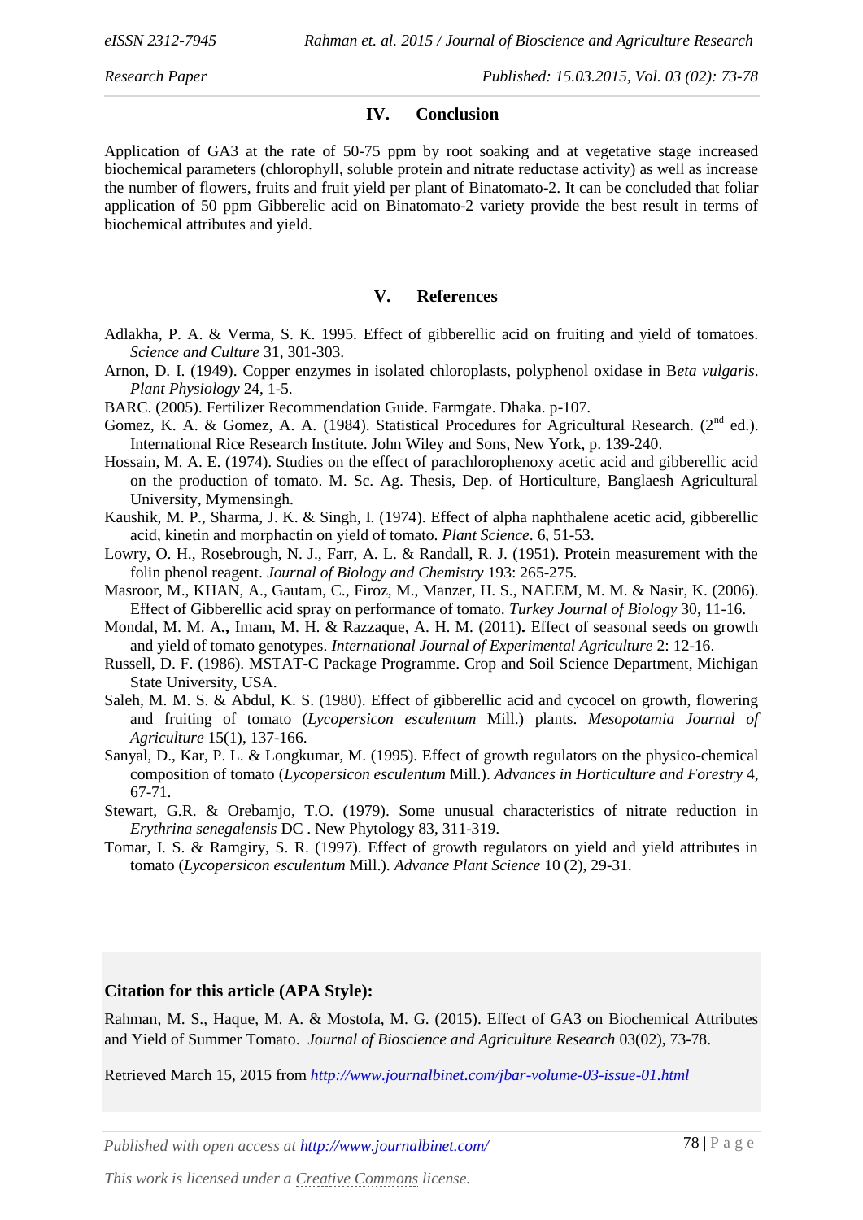## IV. Conclusion

Application of GA3 at the rate of 50-75 ppm by root soaking and at vegetative stage increased biochemical parameters (chlorophyll, soluble protein and nitrate reductase activity) as well as increase the number of flowers, fruits and fruit yield per plant of Binatomato-2. It can be concluded that foliar application of 50 ppm Gibberelic acid on Binatomato-2 variety provide the best result in terms of biochemical attributes and yield.

## V. References

Adlakha, P. A. & Verma, S. K. 1995. Effect of gibberellic acid on fruiting and yield of tomatoes. *Science and Culture* 31, 301-303.

Arnon, D. I. (1949). Copper enzymes in isolated chloroplasts, polyphenol oxidase in B*eta vulgaris*. *Plant Physiology* 24, 1-5.

BARC. (2005). Fertilizer Recommendation Guide. Farmgate. Dhaka. p-107.

Gomez, K. A. & Gomez, A. A. (1984). Statistical Procedures for Agricultural Research. (2nd ed.). International Rice Research Institute. John Wiley and Sons, New York, p. 139-240.

Hossain, M. A. E. (1974). Studies on the effect of parachlorophenoxy acetic acid and gibberellic acid on the production of tomato. M. Sc. Ag. Thesis, Dep. of Horticulture, Banglaesh Agricultural University, Mymensingh.

Kaushik, M. P., Sharma, J. K. & Singh, I. (1974). Effect of alpha naphthalene acetic acid, gibberellic acid, kinetin and morphactin on yield of tomato. *Plant Science*. 6, 51-53.

Lowry, O. H., Rosebrough, N. J., Farr, A. L. & Randall, R. J. (1951). Protein measurement with the folin phenol reagent. *Journal of Biology and Chemistry* 193: 265-275.

Masroor, M., KHAN, A., Gautam, C., Firoz, M., Manzer, H. S., NAEEM, M. M. & Nasir, K. (2006). Effect of Gibberellic acid spray on performance of tomato. *Turkey Journal of Biology* 30, 11-16.

Mondal, M. M. A**.,** Imam, M. H. & Razzaque, A. H. M. (2011)**.** Effect of seasonal seeds on growth and yield of tomato genotypes. *International Journal of Experimental Agriculture* 2: 12-16.

Russell, D. F. (1986). MSTAT-C Package Programme. Crop and Soil Science Department, Michigan State University, USA.

Saleh, M. M. S. & Abdul, K. S. (1980). Effect of gibberellic acid and cycocel on growth, flowering and fruiting of tomato (*Lycopersicon esculentum* Mill.) plants. *Mesopotamia Journal of Agriculture* 15(1), 137-166.

Sanyal, D., Kar, P. L. & Longkumar, M. (1995). Effect of growth regulators on the physico-chemical composition of tomato (*Lycopersicon esculentum* Mill.). *Advances in Horticulture and Forestry* 4, 67-71.

Stewart, G.R. & Orebamjo, T.O. (1979). Some unusual characteristics of nitrate reduction in *Erythrina senegalensis* DC . New Phytology 83, 311-319.

Tomar, I. S. & Ramgiry, S. R. (1997). Effect of growth regulators on yield and yield attributes in tomato (*Lycopersicon esculentum* Mill.). *Advance Plant Science* 10 (2), 29-31.

**Citation for this article (APA Style):**

Rahman, M. S., Haque, M. A. & Mostofa, M. G. (2015). Effect of GA3 on Biochemical Attributes and Yield of Summer Tomato. *Journal of Bioscience and Agriculture Research* 03(02), 73-78.

Retrieved March 15, 2015 from *http://www.journalbinet.com/jbar-volume-03-issue-01.html*

*Published with open access at http://www.journalbinet.com/*

*This work is licensed under a Creative Commons license.*